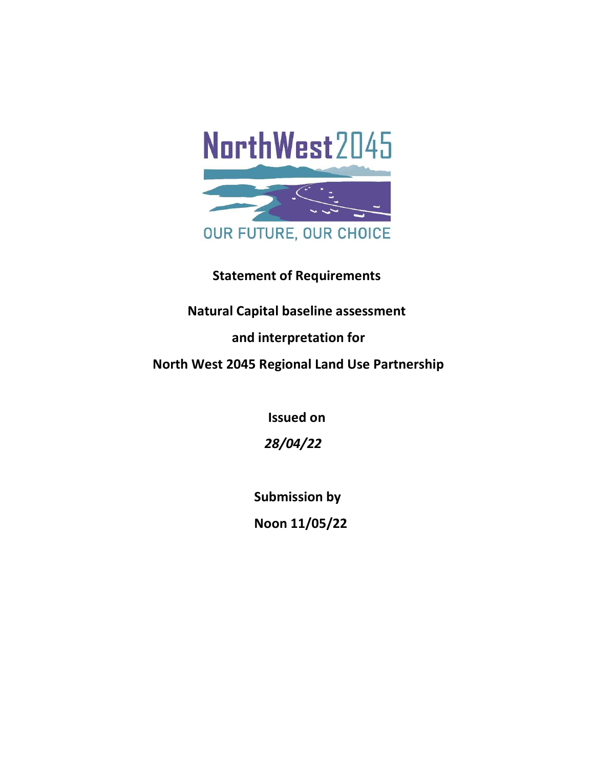NorthWest2045

OUR FUTURE, OUR CHOICE

**Statement of Requirements**

**Natural Capital baseline assessment**

**and interpretation for**

**North West 2045 Regional Land Use Partnership**

**Issued on**

***28/04/22***

**Submission by**

**Noon 11/05/22**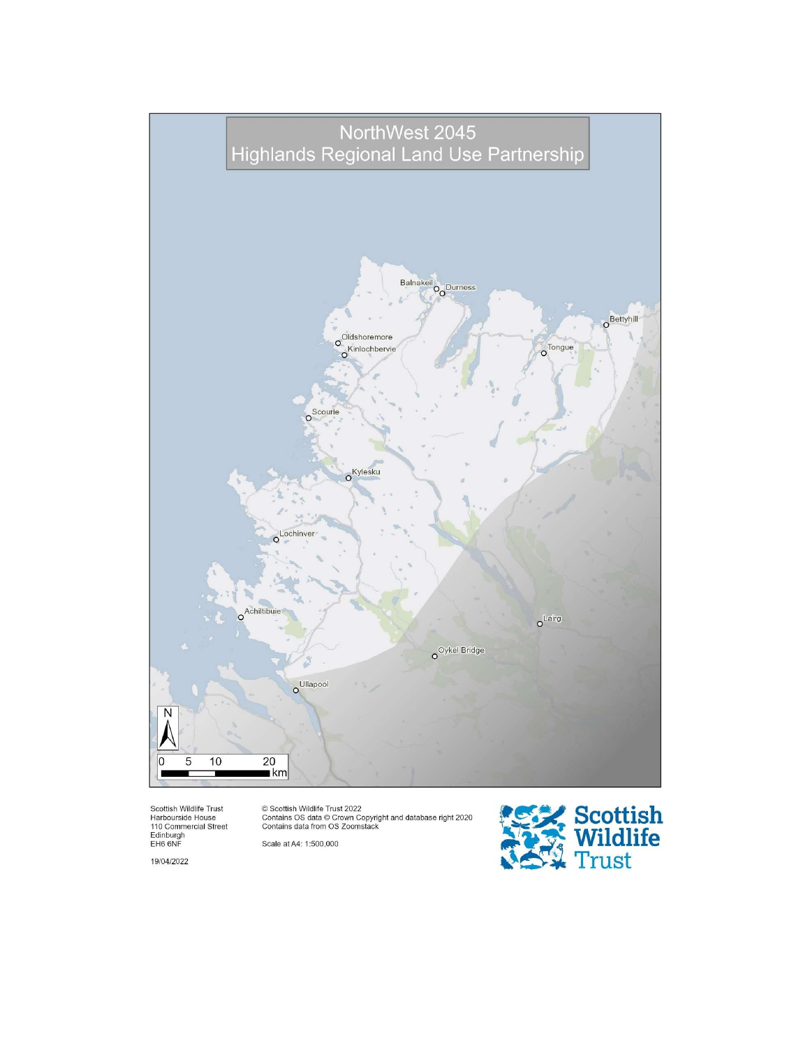# NorthWest 2045
## Highlands Regional Land Use Partnership

Balnakeil
Durness
Bettyhill
Oldshoremore
Kinlochbervie
Tongue
Scourie
Kylesku
Lochinver
Achiltibuie
Lairg
Oykel Bridge
Ullapool

N

0 5 10 20 km

Scottish Wildlife Trust
Harbourside House
110 Commercial Street
Edinburgh
EH6 6NF

19/04/2022

© Scottish Wildlife Trust 2022
Contains OS data © Crown Copyright and database right 2020
Contains data from OS Zoomstack

Scale at A4: 1:500,000

Scottish Wildlife Trust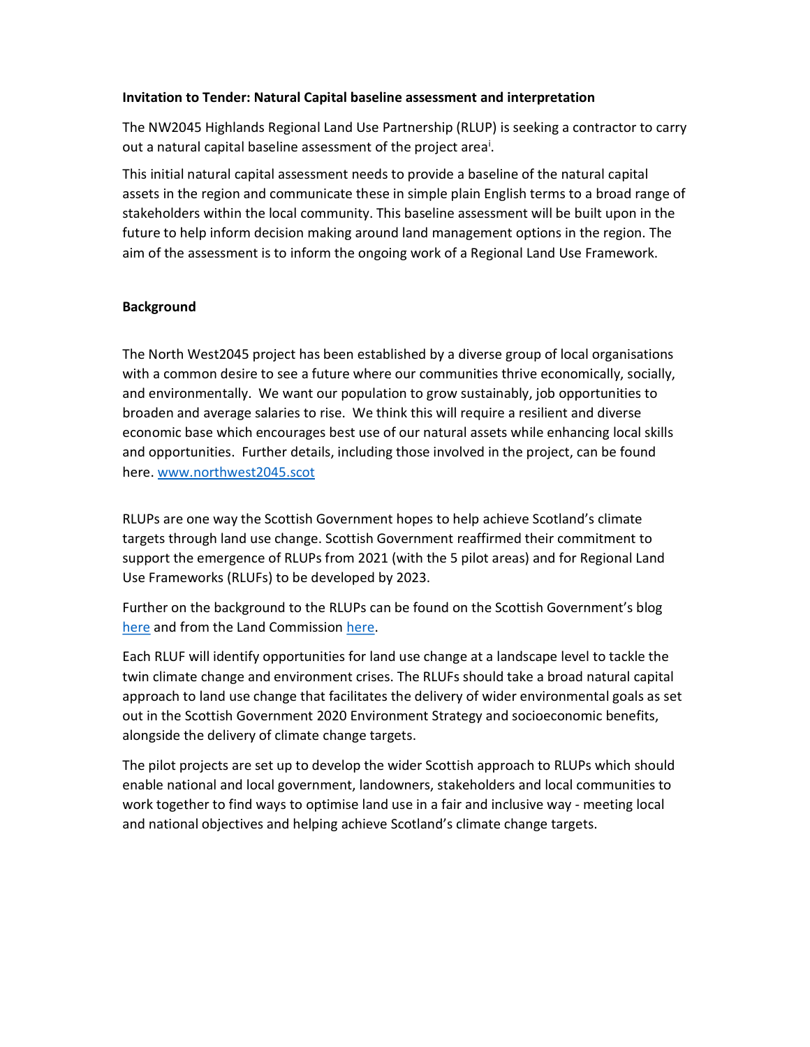**Invitation to Tender: Natural Capital baseline assessment and interpretation**

The NW2045 Highlands Regional Land Use Partnership (RLUP) is seeking a contractor to carry out a natural capital baseline assessment of the project area[i].

This initial natural capital assessment needs to provide a baseline of the natural capital assets in the region and communicate these in simple plain English terms to a broad range of stakeholders within the local community. This baseline assessment will be built upon in the future to help inform decision making around land management options in the region. The aim of the assessment is to inform the ongoing work of a Regional Land Use Framework.

**Background**

The North West2045 project has been established by a diverse group of local organisations with a common desire to see a future where our communities thrive economically, socially, and environmentally. We want our population to grow sustainably, job opportunities to broaden and average salaries to rise. We think this will require a resilient and diverse economic base which encourages best use of our natural assets while enhancing local skills and opportunities. Further details, including those involved in the project, can be found here. www.northwest2045.scot

RLUPs are one way the Scottish Government hopes to help achieve Scotland's climate targets through land use change. Scottish Government reaffirmed their commitment to support the emergence of RLUPs from 2021 (with the 5 pilot areas) and for Regional Land Use Frameworks (RLUFs) to be developed by 2023.

Further on the background to the RLUPs can be found on the Scottish Government's blog here and from the Land Commission here.

Each RLUF will identify opportunities for land use change at a landscape level to tackle the twin climate change and environment crises. The RLUFs should take a broad natural capital approach to land use change that facilitates the delivery of wider environmental goals as set out in the Scottish Government 2020 Environment Strategy and socioeconomic benefits, alongside the delivery of climate change targets.

The pilot projects are set up to develop the wider Scottish approach to RLUPs which should enable national and local government, landowners, stakeholders and local communities to work together to find ways to optimise land use in a fair and inclusive way - meeting local and national objectives and helping achieve Scotland's climate change targets.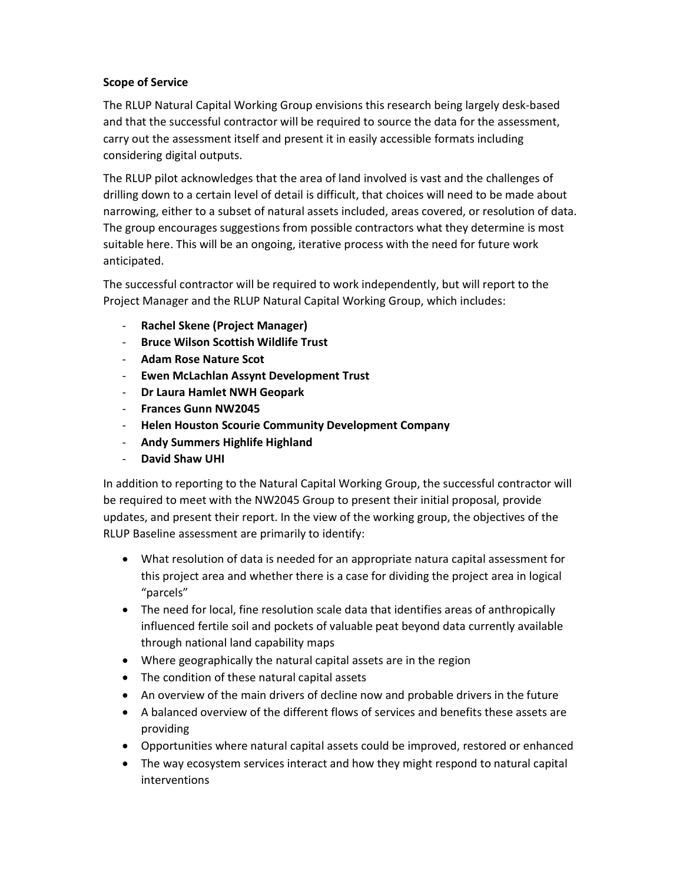**Scope of Service**

The RLUP Natural Capital Working Group envisions this research being largely desk-based and that the successful contractor will be required to source the data for the assessment, carry out the assessment itself and present it in easily accessible formats including considering digital outputs.

The RLUP pilot acknowledges that the area of land involved is vast and the challenges of drilling down to a certain level of detail is difficult, that choices will need to be made about narrowing, either to a subset of natural assets included, areas covered, or resolution of data. The group encourages suggestions from possible contractors what they determine is most suitable here. This will be an ongoing, iterative process with the need for future work anticipated.

The successful contractor will be required to work independently, but will report to the Project Manager and the RLUP Natural Capital Working Group, which includes:

- **Rachel Skene (Project Manager)**
- **Bruce Wilson Scottish Wildlife Trust**
- **Adam Rose Nature Scot**
- **Ewen McLachlan Assynt Development Trust**
- **Dr Laura Hamlet NWH Geopark**
- **Frances Gunn NW2045**
- **Helen Houston Scourie Community Development Company**
- **Andy Summers Highlife Highland**
- **David Shaw UHI**

In addition to reporting to the Natural Capital Working Group, the successful contractor will be required to meet with the NW2045 Group to present their initial proposal, provide updates, and present their report. In the view of the working group, the objectives of the RLUP Baseline assessment are primarily to identify:

- What resolution of data is needed for an appropriate natura capital assessment for this project area and whether there is a case for dividing the project area in logical "parcels"
- The need for local, fine resolution scale data that identifies areas of anthropically influenced fertile soil and pockets of valuable peat beyond data currently available through national land capability maps
- Where geographically the natural capital assets are in the region
- The condition of these natural capital assets
- An overview of the main drivers of decline now and probable drivers in the future
- A balanced overview of the different flows of services and benefits these assets are providing
- Opportunities where natural capital assets could be improved, restored or enhanced
- The way ecosystem services interact and how they might respond to natural capital interventions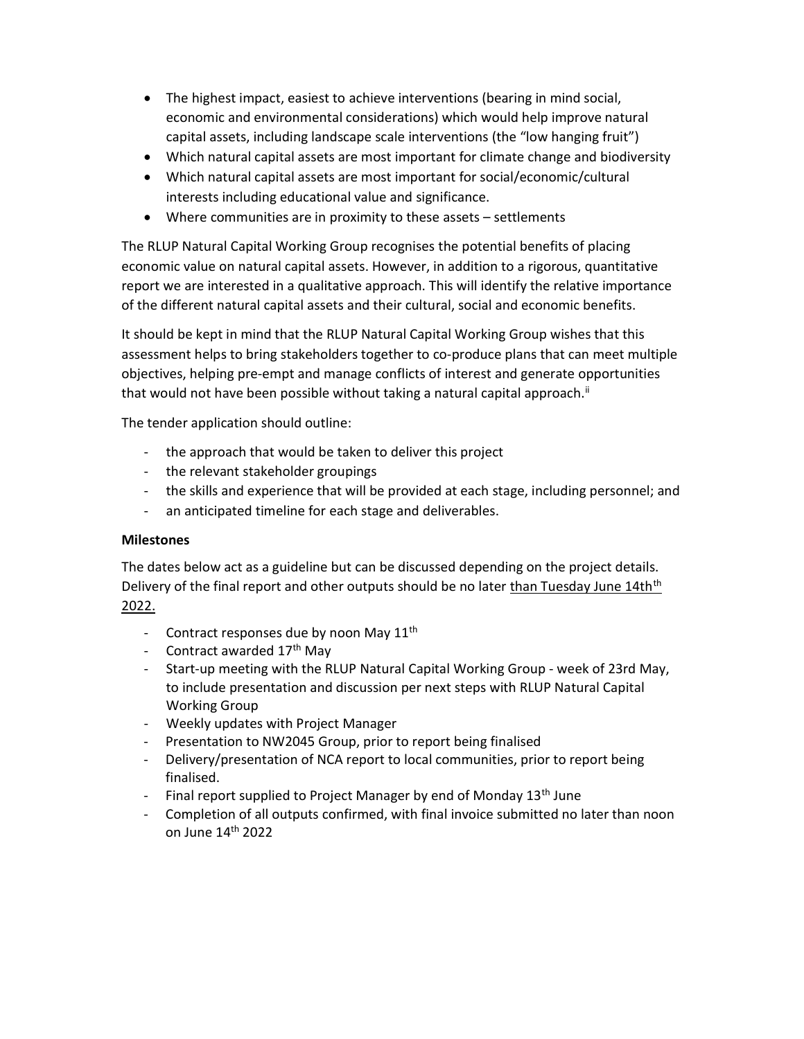- The highest impact, easiest to achieve interventions (bearing in mind social, economic and environmental considerations) which would help improve natural capital assets, including landscape scale interventions (the "low hanging fruit")
- Which natural capital assets are most important for climate change and biodiversity
- Which natural capital assets are most important for social/economic/cultural interests including educational value and significance.
- Where communities are in proximity to these assets – settlements

The RLUP Natural Capital Working Group recognises the potential benefits of placing economic value on natural capital assets. However, in addition to a rigorous, quantitative report we are interested in a qualitative approach. This will identify the relative importance of the different natural capital assets and their cultural, social and economic benefits.

It should be kept in mind that the RLUP Natural Capital Working Group wishes that this assessment helps to bring stakeholders together to co-produce plans that can meet multiple objectives, helping pre-empt and manage conflicts of interest and generate opportunities that would not have been possible without taking a natural capital approach.[ii]

The tender application should outline:

- the approach that would be taken to deliver this project
- the relevant stakeholder groupings
- the skills and experience that will be provided at each stage, including personnel; and
- an anticipated timeline for each stage and deliverables.

**Milestones**

The dates below act as a guideline but can be discussed depending on the project details. Delivery of the final report and other outputs should be no later than Tuesday June 14th 2022.

- Contract responses due by noon May 11th
- Contract awarded 17th May
- Start-up meeting with the RLUP Natural Capital Working Group - week of 23rd May, to include presentation and discussion per next steps with RLUP Natural Capital Working Group
- Weekly updates with Project Manager
- Presentation to NW2045 Group, prior to report being finalised
- Delivery/presentation of NCA report to local communities, prior to report being finalised.
- Final report supplied to Project Manager by end of Monday 13th June
- Completion of all outputs confirmed, with final invoice submitted no later than noon on June 14th 2022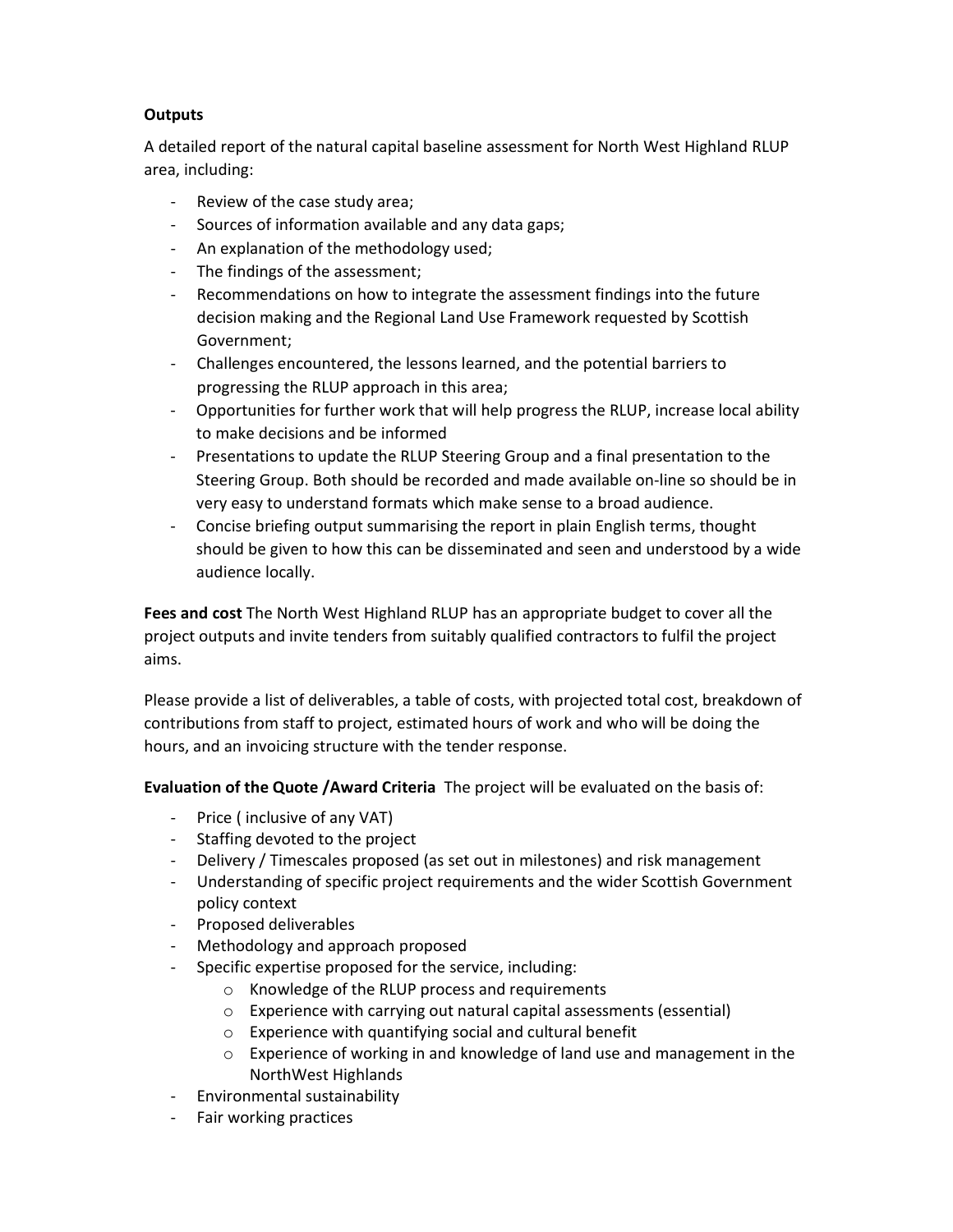**Outputs**

A detailed report of the natural capital baseline assessment for North West Highland RLUP area, including:

- Review of the case study area;
- Sources of information available and any data gaps;
- An explanation of the methodology used;
- The findings of the assessment;
- Recommendations on how to integrate the assessment findings into the future decision making and the Regional Land Use Framework requested by Scottish Government;
- Challenges encountered, the lessons learned, and the potential barriers to progressing the RLUP approach in this area;
- Opportunities for further work that will help progress the RLUP, increase local ability to make decisions and be informed
- Presentations to update the RLUP Steering Group and a final presentation to the Steering Group. Both should be recorded and made available on-line so should be in very easy to understand formats which make sense to a broad audience.
- Concise briefing output summarising the report in plain English terms, thought should be given to how this can be disseminated and seen and understood by a wide audience locally.

**Fees and cost** The North West Highland RLUP has an appropriate budget to cover all the project outputs and invite tenders from suitably qualified contractors to fulfil the project aims.

Please provide a list of deliverables, a table of costs, with projected total cost, breakdown of contributions from staff to project, estimated hours of work and who will be doing the hours, and an invoicing structure with the tender response.

**Evaluation of the Quote /Award Criteria** The project will be evaluated on the basis of:

- Price ( inclusive of any VAT)
- Staffing devoted to the project
- Delivery / Timescales proposed (as set out in milestones) and risk management
- Understanding of specific project requirements and the wider Scottish Government policy context
- Proposed deliverables
- Methodology and approach proposed
- Specific expertise proposed for the service, including:
  - Knowledge of the RLUP process and requirements
  - Experience with carrying out natural capital assessments (essential)
  - Experience with quantifying social and cultural benefit
  - Experience of working in and knowledge of land use and management in the NorthWest Highlands
- Environmental sustainability
- Fair working practices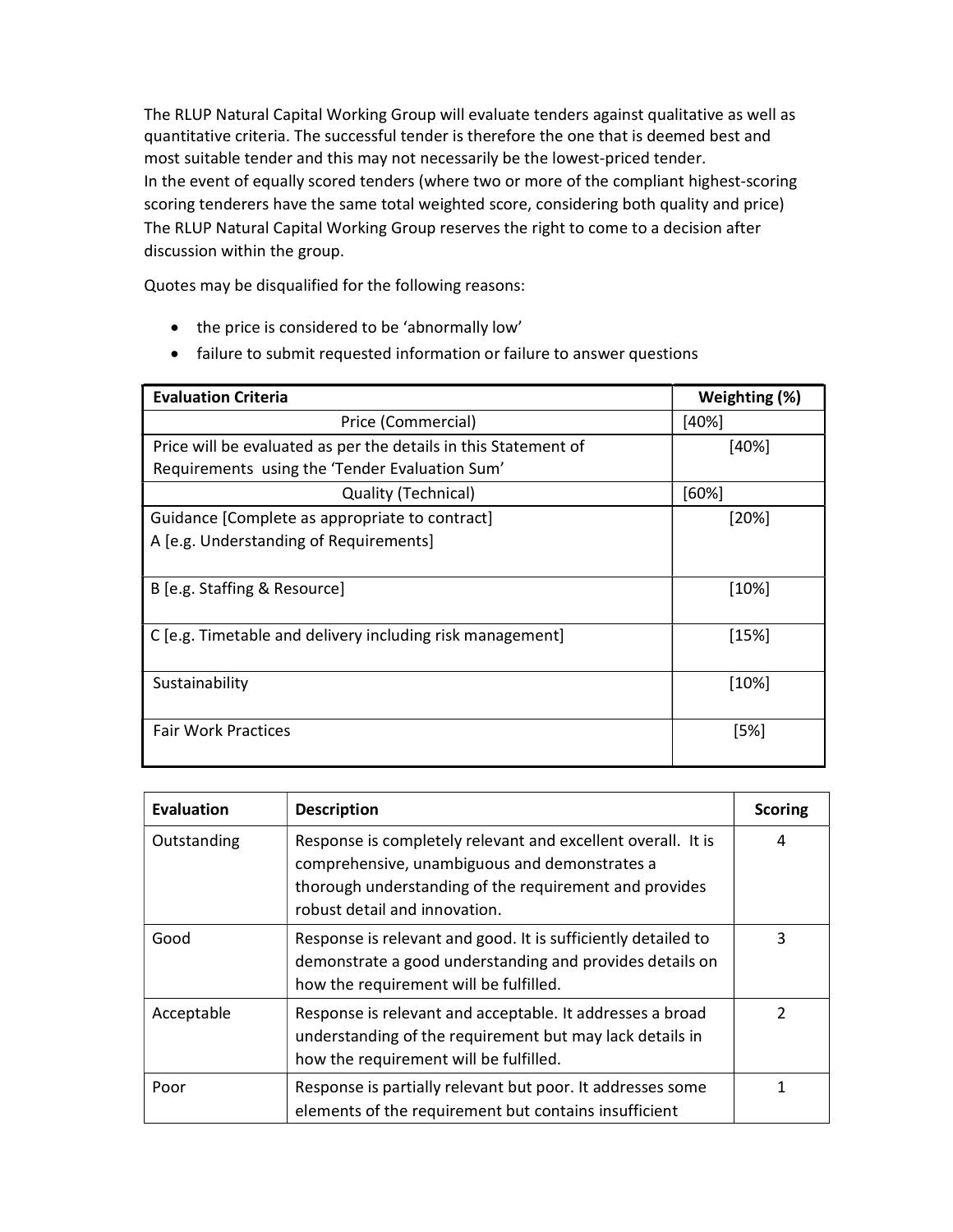The RLUP Natural Capital Working Group will evaluate tenders against qualitative as well as quantitative criteria. The successful tender is therefore the one that is deemed best and most suitable tender and this may not necessarily be the lowest-priced tender.
In the event of equally scored tenders (where two or more of the compliant highest-scoring scoring tenderers have the same total weighted score, considering both quality and price) The RLUP Natural Capital Working Group reserves the right to come to a decision after discussion within the group.

Quotes may be disqualified for the following reasons:

- the price is considered to be 'abnormally low'
- failure to submit requested information or failure to answer questions

| Evaluation Criteria | Weighting (%) |
|---|---|
| Price (Commercial) | [40%] |
| Price will be evaluated as per the details in this Statement of Requirements using the 'Tender Evaluation Sum' | [40%] |
| Quality (Technical) | [60%] |
| Guidance [Complete as appropriate to contract]<br>A [e.g. Understanding of Requirements] | [20%] |
| B [e.g. Staffing & Resource] | [10%] |
| C [e.g. Timetable and delivery including risk management] | [15%] |
| Sustainability | [10%] |
| Fair Work Practices | [5%] |

| Evaluation | Description | Scoring |
|---|---|---|
| Outstanding | Response is completely relevant and excellent overall. It is comprehensive, unambiguous and demonstrates a thorough understanding of the requirement and provides robust detail and innovation. | 4 |
| Good | Response is relevant and good. It is sufficiently detailed to demonstrate a good understanding and provides details on how the requirement will be fulfilled. | 3 |
| Acceptable | Response is relevant and acceptable. It addresses a broad understanding of the requirement but may lack details in how the requirement will be fulfilled. | 2 |
| Poor | Response is partially relevant but poor. It addresses some elements of the requirement but contains insufficient | 1 |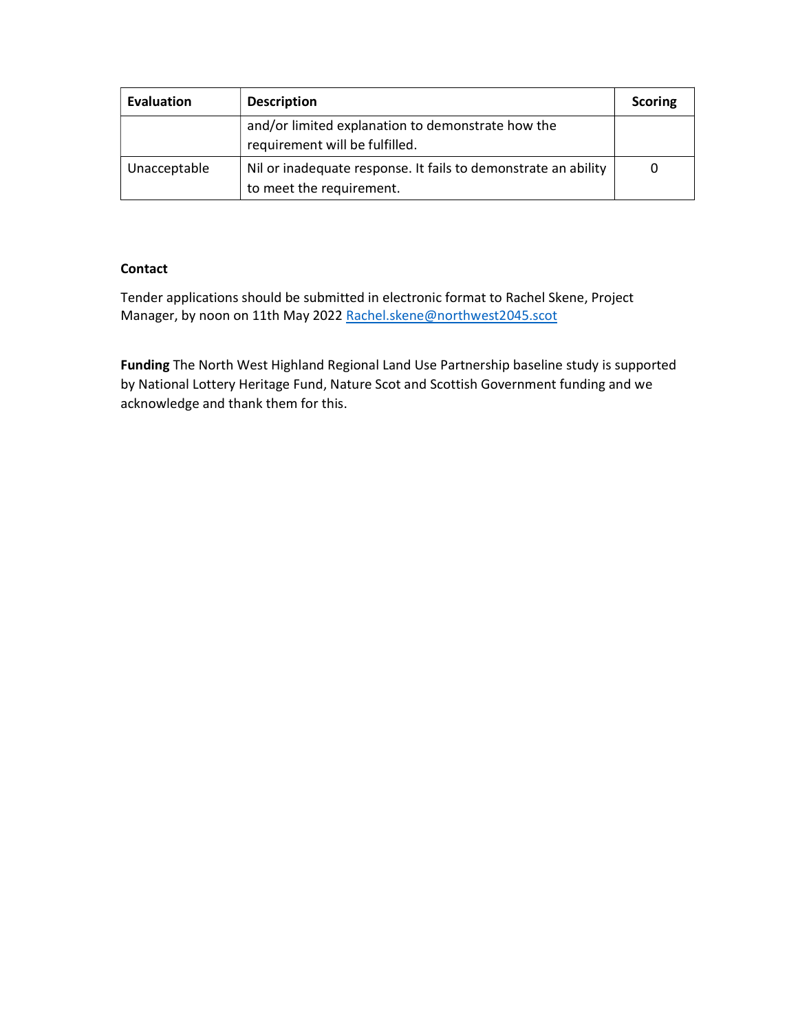| Evaluation | Description | Scoring |
|---|---|---|
| | and/or limited explanation to demonstrate how the requirement will be fulfilled. | |
| Unacceptable | Nil or inadequate response. It fails to demonstrate an ability to meet the requirement. | 0 |

**Contact**

Tender applications should be submitted in electronic format to Rachel Skene, Project Manager, by noon on 11th May 2022 Rachel.skene@northwest2045.scot

**Funding** The North West Highland Regional Land Use Partnership baseline study is supported by National Lottery Heritage Fund, Nature Scot and Scottish Government funding and we acknowledge and thank them for this.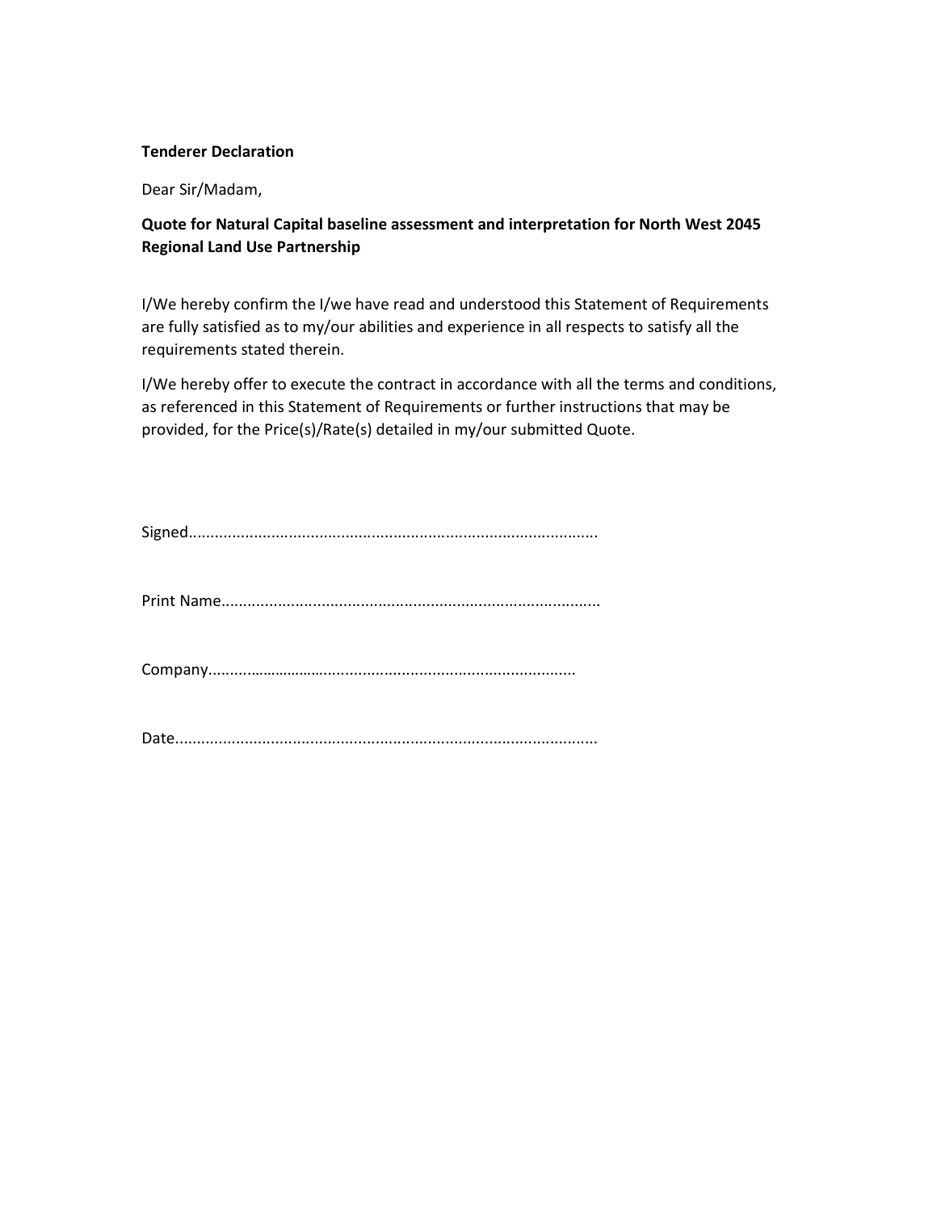**Tenderer Declaration**

Dear Sir/Madam,

**Quote for Natural Capital baseline assessment and interpretation for North West 2045 Regional Land Use Partnership**

I/We hereby confirm the I/we have read and understood this Statement of Requirements are fully satisfied as to my/our abilities and experience in all respects to satisfy all the requirements stated therein.

I/We hereby offer to execute the contract in accordance with all the terms and conditions, as referenced in this Statement of Requirements or further instructions that may be provided, for the Price(s)/Rate(s) detailed in my/our submitted Quote.

Signed.............................................................................................

Print Name......................................................................................

Company.........................................................................................

Date.................................................................................................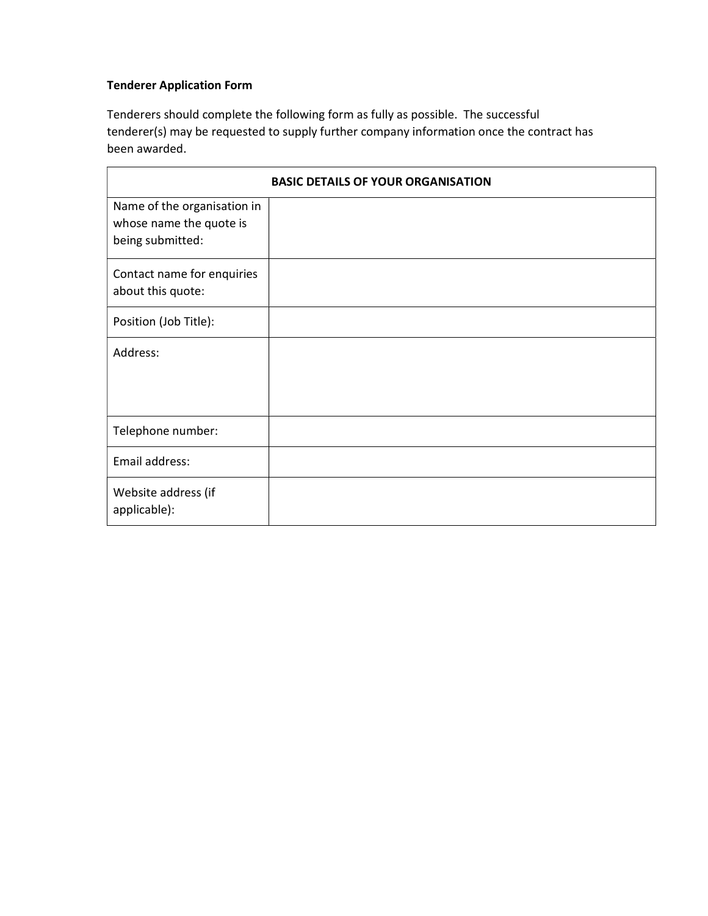**Tenderer Application Form**

Tenderers should complete the following form as fully as possible. The successful tenderer(s) may be requested to supply further company information once the contract has been awarded.

| BASIC DETAILS OF YOUR ORGANISATION | |
|---|---|
| Name of the organisation in whose name the quote is being submitted: | |
| Contact name for enquiries about this quote: | |
| Position (Job Title): | |
| Address: | |
| Telephone number: | |
| Email address: | |
| Website address (if applicable): | |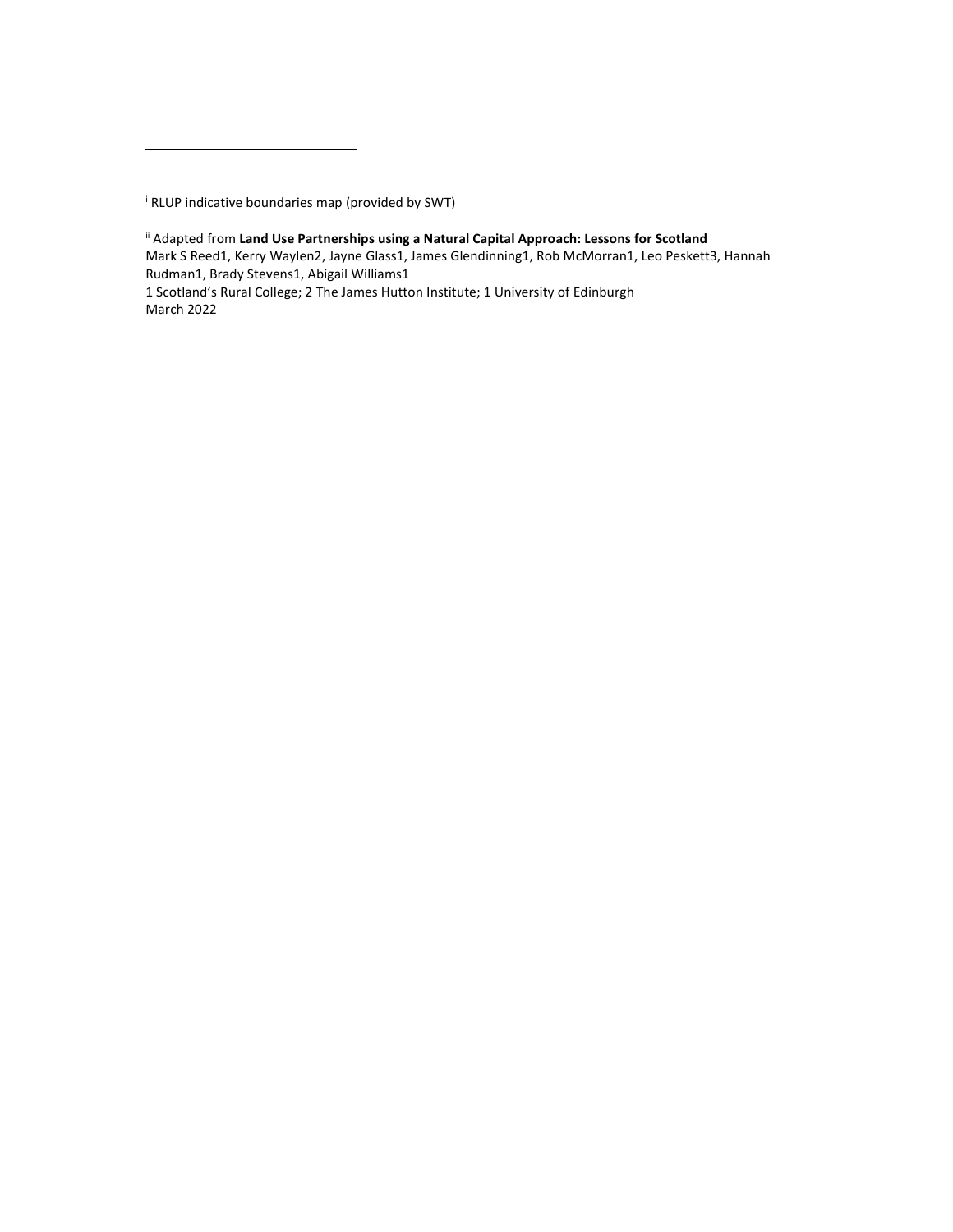---

[i] RLUP indicative boundaries map (provided by SWT)

[ii] Adapted from **Land Use Partnerships using a Natural Capital Approach: Lessons for Scotland**
Mark S Reed1, Kerry Waylen2, Jayne Glass1, James Glendinning1, Rob McMorran1, Leo Peskett3, Hannah Rudman1, Brady Stevens1, Abigail Williams1
1 Scotland's Rural College; 2 The James Hutton Institute; 1 University of Edinburgh
March 2022